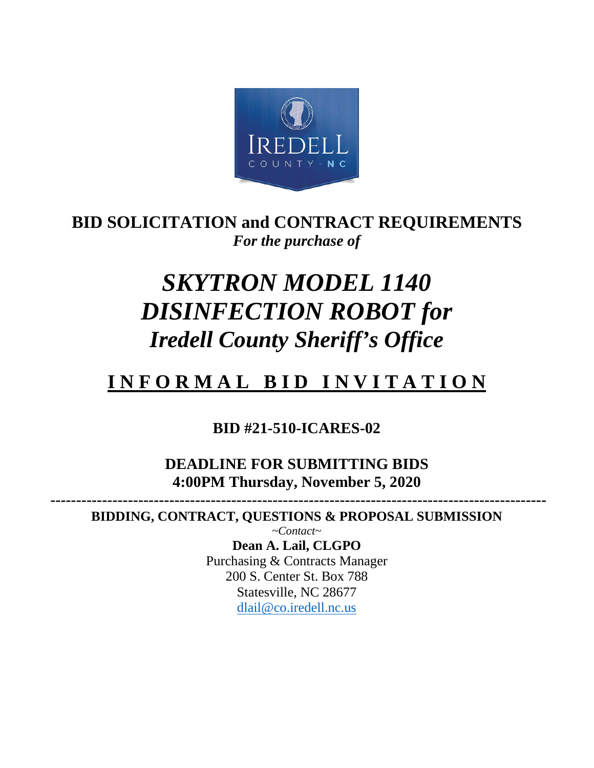# BID SOLICITATION and CONTRACT REQUIREMENTS

*For the purpose of*

# *SKYTRON MODEL 1140 DISINFECTION ROBOT for Iredell County Sheriff's Office*

## INFORMAL BID INVITATION

**BID #21-510-ICARES-02**

**DEADLINE FOR SUBMITTING BIDS**
**4:00PM Thursday, November 5, 2020**

---

**BIDDING, CONTRACT, QUESTIONS & PROPOSAL SUBMISSION**

*~Contact~*

**Dean A. Lail, CLGPO**
Purchasing & Contracts Manager
200 S. Center St. Box 788
Statesville, NC 28677
dlail@co.iredell.nc.us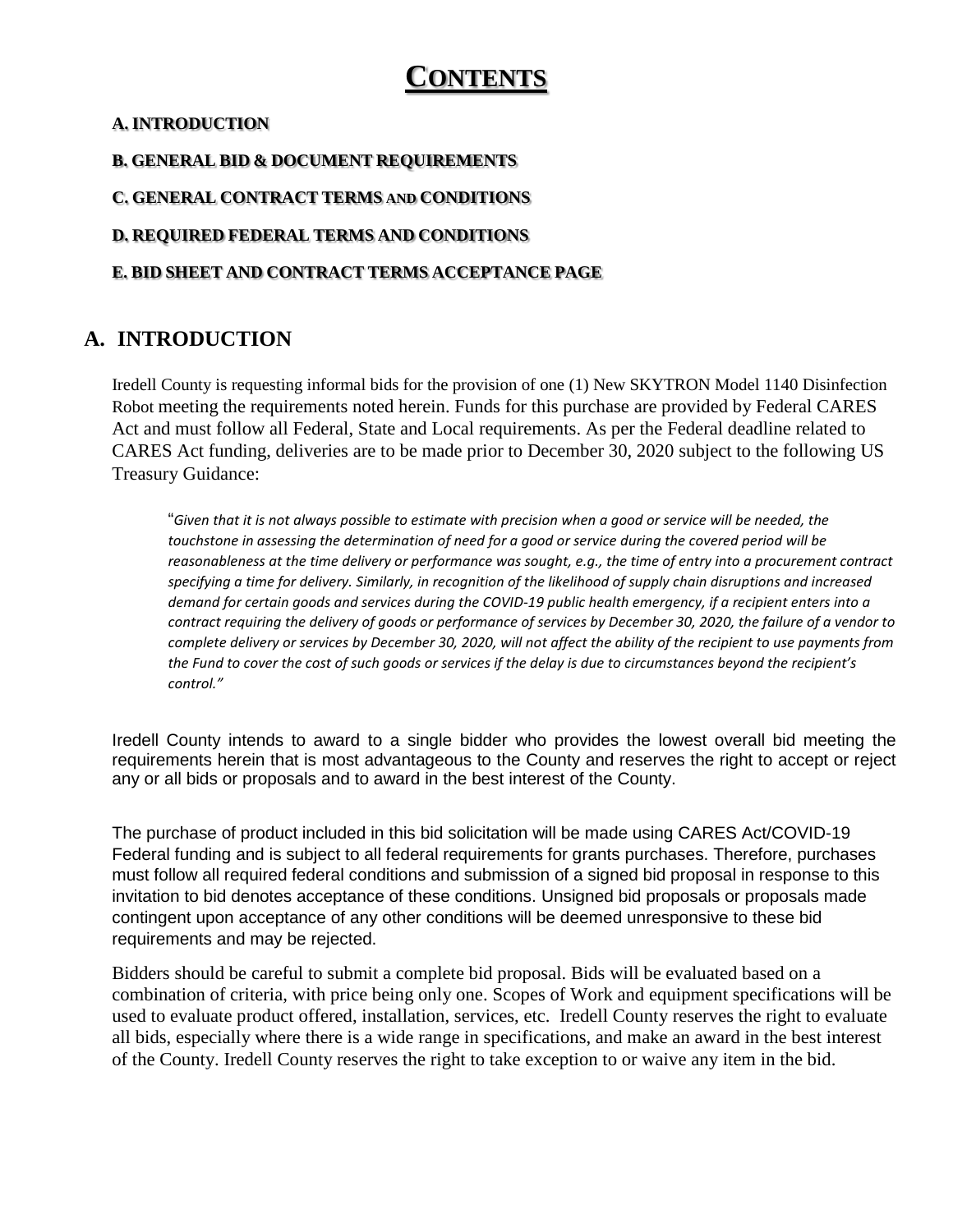# CONTENTS

**A. INTRODUCTION**

**B. GENERAL BID & DOCUMENT REQUIREMENTS**

**C. GENERAL CONTRACT TERMS AND CONDITIONS**

**D. REQUIRED FEDERAL TERMS AND CONDITIONS**

**E. BID SHEET AND CONTRACT TERMS ACCEPTANCE PAGE**

## A. INTRODUCTION

Iredell County is requesting informal bids for the provision of one (1) New SKYTRON Model 1140 Disinfection Robot meeting the requirements noted herein. Funds for this purchase are provided by Federal CARES Act and must follow all Federal, State and Local requirements. As per the Federal deadline related to CARES Act funding, deliveries are to be made prior to December 30, 2020 subject to the following US Treasury Guidance:

> "*Given that it is not always possible to estimate with precision when a good or service will be needed, the touchstone in assessing the determination of need for a good or service during the covered period will be reasonableness at the time delivery or performance was sought, e.g., the time of entry into a procurement contract specifying a time for delivery. Similarly, in recognition of the likelihood of supply chain disruptions and increased demand for certain goods and services during the COVID-19 public health emergency, if a recipient enters into a contract requiring the delivery of goods or performance of services by December 30, 2020, the failure of a vendor to complete delivery or services by December 30, 2020, will not affect the ability of the recipient to use payments from the Fund to cover the cost of such goods or services if the delay is due to circumstances beyond the recipient's control."*

Iredell County intends to award to a single bidder who provides the lowest overall bid meeting the requirements herein that is most advantageous to the County and reserves the right to accept or reject any or all bids or proposals and to award in the best interest of the County.

The purchase of product included in this bid solicitation will be made using CARES Act/COVID-19 Federal funding and is subject to all federal requirements for grants purchases. Therefore, purchases must follow all required federal conditions and submission of a signed bid proposal in response to this invitation to bid denotes acceptance of these conditions. Unsigned bid proposals or proposals made contingent upon acceptance of any other conditions will be deemed unresponsive to these bid requirements and may be rejected.

Bidders should be careful to submit a complete bid proposal. Bids will be evaluated based on a combination of criteria, with price being only one. Scopes of Work and equipment specifications will be used to evaluate product offered, installation, services, etc. Iredell County reserves the right to evaluate all bids, especially where there is a wide range in specifications, and make an award in the best interest of the County. Iredell County reserves the right to take exception to or waive any item in the bid.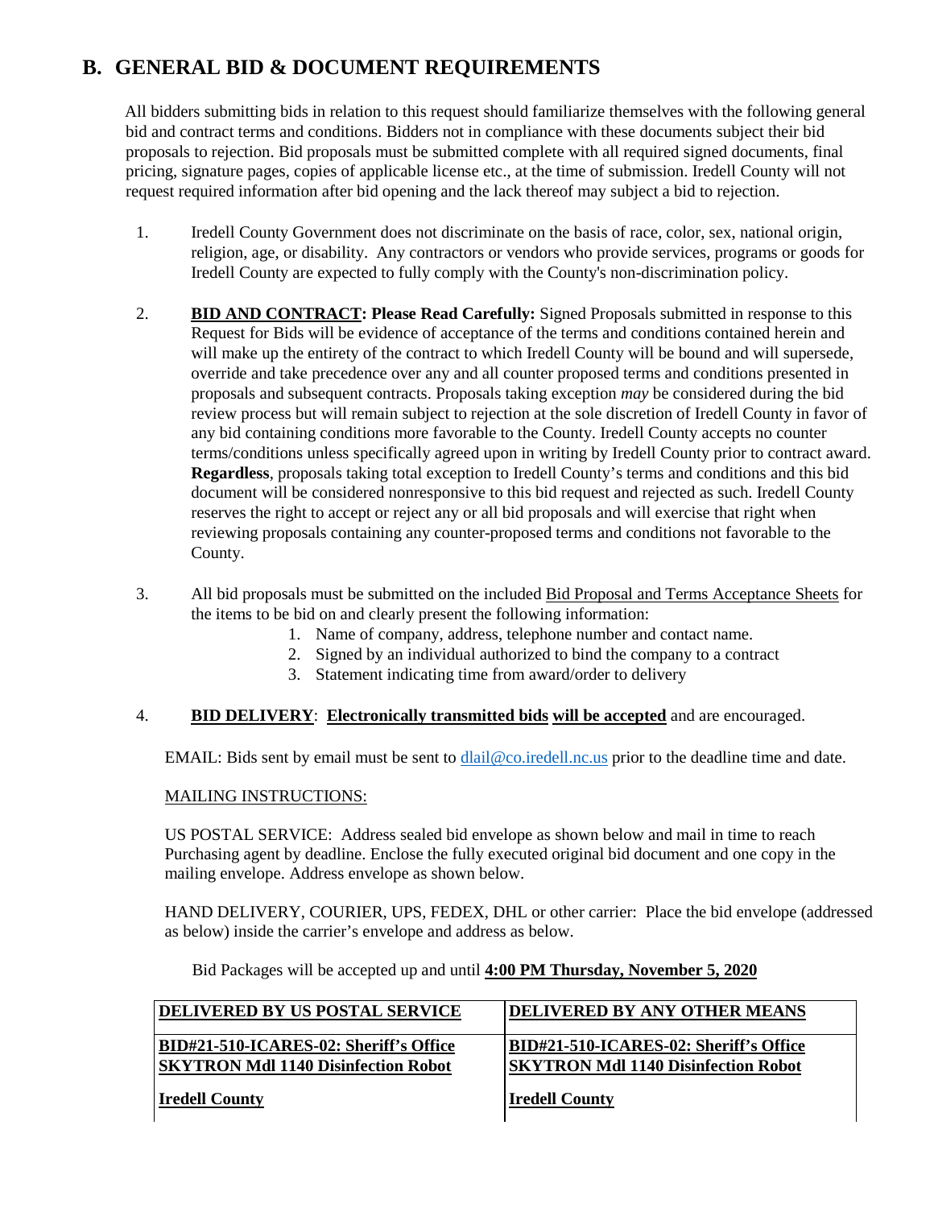## B. GENERAL BID & DOCUMENT REQUIREMENTS

All bidders submitting bids in relation to this request should familiarize themselves with the following general bid and contract terms and conditions. Bidders not in compliance with these documents subject their bid proposals to rejection. Bid proposals must be submitted complete with all required signed documents, final pricing, signature pages, copies of applicable license etc., at the time of submission. Iredell County will not request required information after bid opening and the lack thereof may subject a bid to rejection.

1. Iredell County Government does not discriminate on the basis of race, color, sex, national origin, religion, age, or disability. Any contractors or vendors who provide services, programs or goods for Iredell County are expected to fully comply with the County's non-discrimination policy.

2. **BID AND CONTRACT: Please Read Carefully:** Signed Proposals submitted in response to this Request for Bids will be evidence of acceptance of the terms and conditions contained herein and will make up the entirety of the contract to which Iredell County will be bound and will supersede, override and take precedence over any and all counter proposed terms and conditions presented in proposals and subsequent contracts. Proposals taking exception *may* be considered during the bid review process but will remain subject to rejection at the sole discretion of Iredell County in favor of any bid containing conditions more favorable to the County. Iredell County accepts no counter terms/conditions unless specifically agreed upon in writing by Iredell County prior to contract award. **Regardless**, proposals taking total exception to Iredell County's terms and conditions and this bid document will be considered nonresponsive to this bid request and rejected as such. Iredell County reserves the right to accept or reject any or all bid proposals and will exercise that right when reviewing proposals containing any counter-proposed terms and conditions not favorable to the County.

3. All bid proposals must be submitted on the included Bid Proposal and Terms Acceptance Sheets for the items to be bid on and clearly present the following information:
   1. Name of company, address, telephone number and contact name.
   2. Signed by an individual authorized to bind the company to a contract
   3. Statement indicating time from award/order to delivery

4. **BID DELIVERY**: **Electronically transmitted bids will be accepted** and are encouraged.

   EMAIL: Bids sent by email must be sent to dlail@co.iredell.nc.us prior to the deadline time and date.

   MAILING INSTRUCTIONS:

   US POSTAL SERVICE: Address sealed bid envelope as shown below and mail in time to reach Purchasing agent by deadline. Enclose the fully executed original bid document and one copy in the mailing envelope. Address envelope as shown below.

   HAND DELIVERY, COURIER, UPS, FEDEX, DHL or other carrier: Place the bid envelope (addressed as below) inside the carrier's envelope and address as below.

   Bid Packages will be accepted up and until **4:00 PM Thursday, November 5, 2020**

| DELIVERED BY US POSTAL SERVICE | DELIVERED BY ANY OTHER MEANS |
|---|---|
| **BID#21-510-ICARES-02: Sheriff's Office SKYTRON Mdl 1140 Disinfection Robot**<br><br>**Iredell County** | **BID#21-510-ICARES-02: Sheriff's Office SKYTRON Mdl 1140 Disinfection Robot**<br><br>**Iredell County** |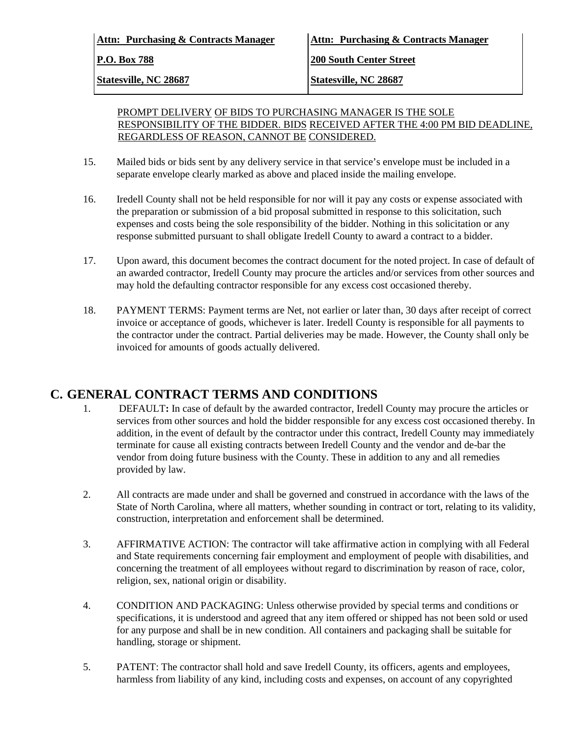| **Attn: Purchasing & Contracts Manager** | **Attn: Purchasing & Contracts Manager** |
|---|---|
| **P.O. Box 788** | **200 South Center Street** |
| **Statesville, NC 28687** | **Statesville, NC 28687** |

PROMPT DELIVERY OF BIDS TO PURCHASING MANAGER IS THE SOLE RESPONSIBILITY OF THE BIDDER. BIDS RECEIVED AFTER THE 4:00 PM BID DEADLINE, REGARDLESS OF REASON, CANNOT BE CONSIDERED.

15. Mailed bids or bids sent by any delivery service in that service's envelope must be included in a separate envelope clearly marked as above and placed inside the mailing envelope.

16. Iredell County shall not be held responsible for nor will it pay any costs or expense associated with the preparation or submission of a bid proposal submitted in response to this solicitation, such expenses and costs being the sole responsibility of the bidder. Nothing in this solicitation or any response submitted pursuant to shall obligate Iredell County to award a contract to a bidder.

17. Upon award, this document becomes the contract document for the noted project. In case of default of an awarded contractor, Iredell County may procure the articles and/or services from other sources and may hold the defaulting contractor responsible for any excess cost occasioned thereby.

18. PAYMENT TERMS: Payment terms are Net, not earlier or later than, 30 days after receipt of correct invoice or acceptance of goods, whichever is later. Iredell County is responsible for all payments to the contractor under the contract. Partial deliveries may be made. However, the County shall only be invoiced for amounts of goods actually delivered.

# C. GENERAL CONTRACT TERMS AND CONDITIONS

1. DEFAULT**:** In case of default by the awarded contractor, Iredell County may procure the articles or services from other sources and hold the bidder responsible for any excess cost occasioned thereby. In addition, in the event of default by the contractor under this contract, Iredell County may immediately terminate for cause all existing contracts between Iredell County and the vendor and de-bar the vendor from doing future business with the County. These in addition to any and all remedies provided by law.

2. All contracts are made under and shall be governed and construed in accordance with the laws of the State of North Carolina, where all matters, whether sounding in contract or tort, relating to its validity, construction, interpretation and enforcement shall be determined.

3. AFFIRMATIVE ACTION: The contractor will take affirmative action in complying with all Federal and State requirements concerning fair employment and employment of people with disabilities, and concerning the treatment of all employees without regard to discrimination by reason of race, color, religion, sex, national origin or disability.

4. CONDITION AND PACKAGING: Unless otherwise provided by special terms and conditions or specifications, it is understood and agreed that any item offered or shipped has not been sold or used for any purpose and shall be in new condition. All containers and packaging shall be suitable for handling, storage or shipment.

5. PATENT: The contractor shall hold and save Iredell County, its officers, agents and employees, harmless from liability of any kind, including costs and expenses, on account of any copyrighted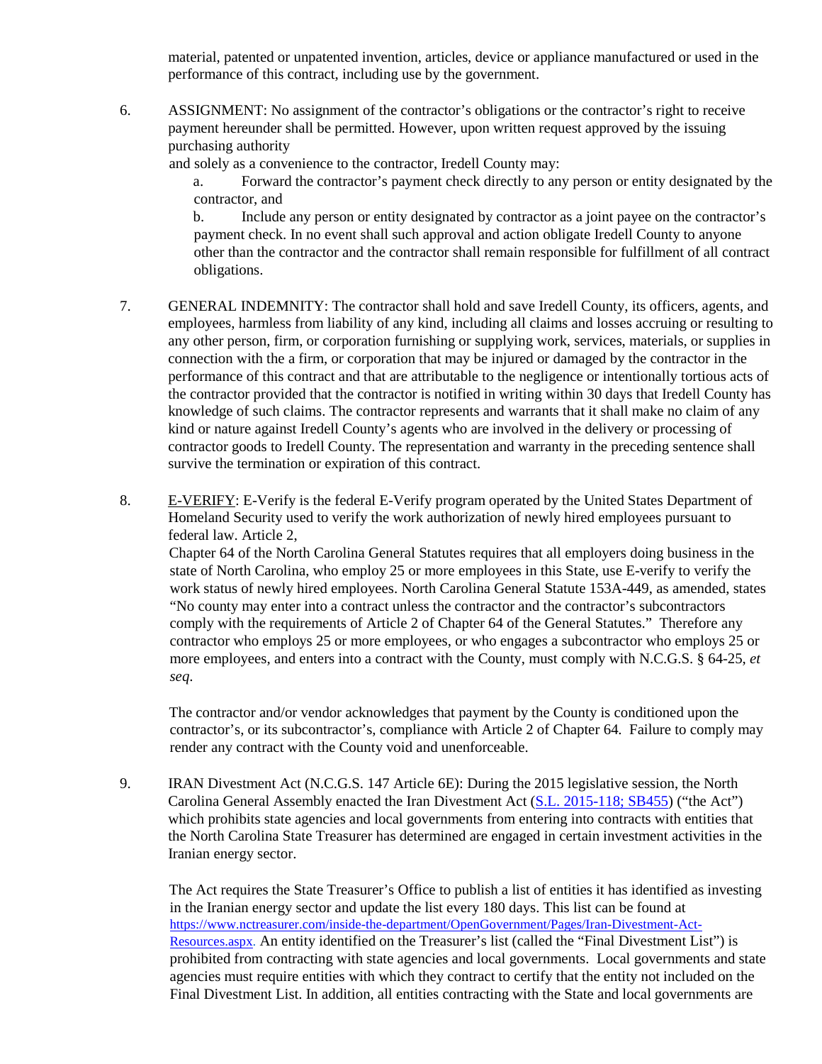material, patented or unpatented invention, articles, device or appliance manufactured or used in the performance of this contract, including use by the government.

6. ASSIGNMENT: No assignment of the contractor's obligations or the contractor's right to receive payment hereunder shall be permitted. However, upon written request approved by the issuing purchasing authority and solely as a convenience to the contractor, Iredell County may:

   a. Forward the contractor's payment check directly to any person or entity designated by the contractor, and

   b. Include any person or entity designated by contractor as a joint payee on the contractor's payment check. In no event shall such approval and action obligate Iredell County to anyone other than the contractor and the contractor shall remain responsible for fulfillment of all contract obligations.

7. GENERAL INDEMNITY: The contractor shall hold and save Iredell County, its officers, agents, and employees, harmless from liability of any kind, including all claims and losses accruing or resulting to any other person, firm, or corporation furnishing or supplying work, services, materials, or supplies in connection with the a firm, or corporation that may be injured or damaged by the contractor in the performance of this contract and that are attributable to the negligence or intentionally tortious acts of the contractor provided that the contractor is notified in writing within 30 days that Iredell County has knowledge of such claims. The contractor represents and warrants that it shall make no claim of any kind or nature against Iredell County's agents who are involved in the delivery or processing of contractor goods to Iredell County. The representation and warranty in the preceding sentence shall survive the termination or expiration of this contract.

8. <u>E-VERIFY</u>: E-Verify is the federal E-Verify program operated by the United States Department of Homeland Security used to verify the work authorization of newly hired employees pursuant to federal law. Article 2, Chapter 64 of the North Carolina General Statutes requires that all employers doing business in the state of North Carolina, who employ 25 or more employees in this State, use E-verify to verify the work status of newly hired employees. North Carolina General Statute 153A-449, as amended, states "No county may enter into a contract unless the contractor and the contractor's subcontractors comply with the requirements of Article 2 of Chapter 64 of the General Statutes." Therefore any contractor who employs 25 or more employees, or who engages a subcontractor who employs 25 or more employees, and enters into a contract with the County, must comply with N.C.G.S. § 64-25, *et seq*.

   The contractor and/or vendor acknowledges that payment by the County is conditioned upon the contractor's, or its subcontractor's, compliance with Article 2 of Chapter 64. Failure to comply may render any contract with the County void and unenforceable.

9. IRAN Divestment Act (N.C.G.S. 147 Article 6E): During the 2015 legislative session, the North Carolina General Assembly enacted the Iran Divestment Act ([S.L. 2015-118; SB455]()) ("the Act") which prohibits state agencies and local governments from entering into contracts with entities that the North Carolina State Treasurer has determined are engaged in certain investment activities in the Iranian energy sector.

   The Act requires the State Treasurer's Office to publish a list of entities it has identified as investing in the Iranian energy sector and update the list every 180 days. This list can be found at [https://www.nctreasurer.com/inside-the-department/OpenGovernment/Pages/Iran-Divestment-Act-Resources.aspx](https://www.nctreasurer.com/inside-the-department/OpenGovernment/Pages/Iran-Divestment-Act-Resources.aspx). An entity identified on the Treasurer's list (called the "Final Divestment List") is prohibited from contracting with state agencies and local governments. Local governments and state agencies must require entities with which they contract to certify that the entity not included on the Final Divestment List. In addition, all entities contracting with the State and local governments are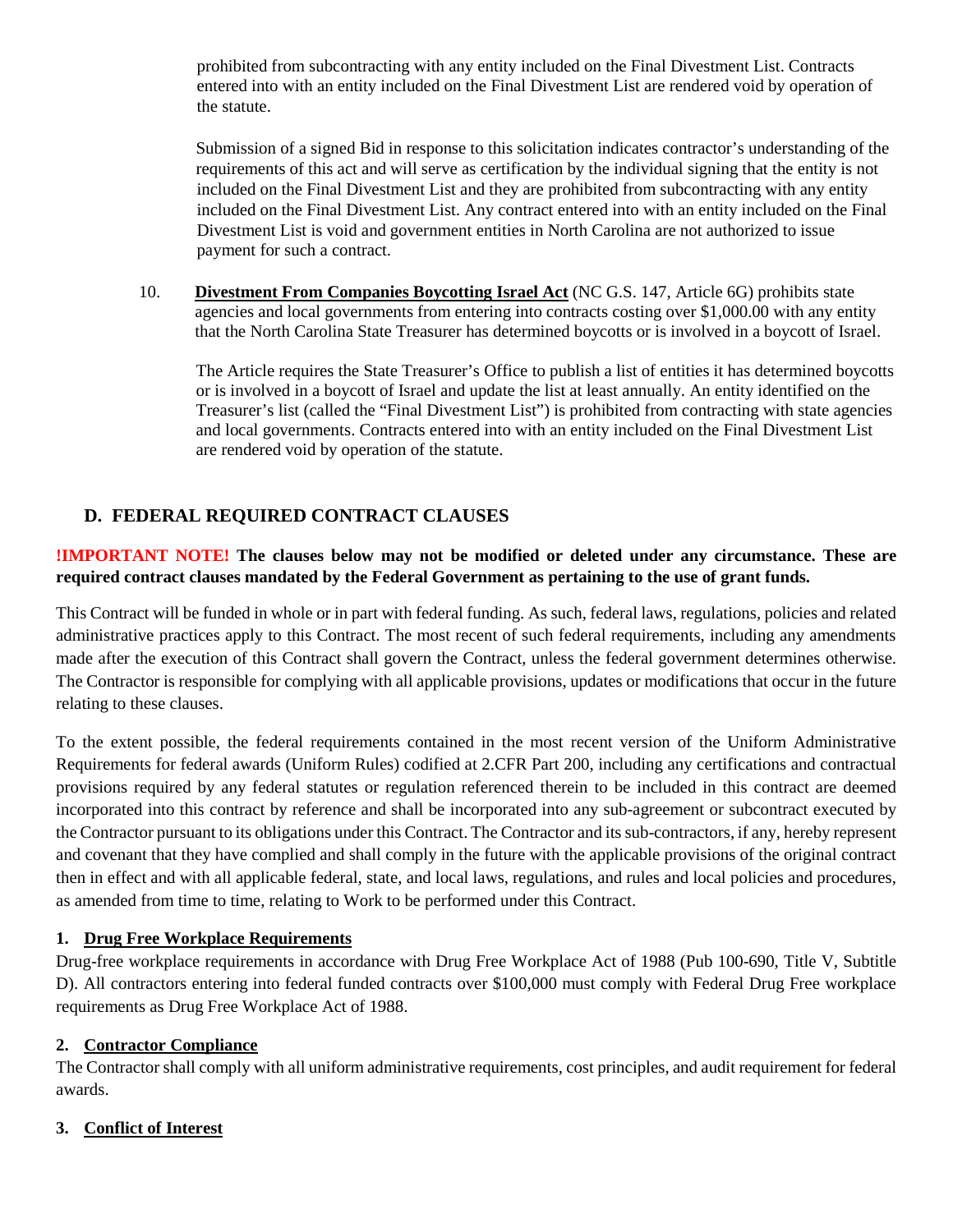prohibited from subcontracting with any entity included on the Final Divestment List. Contracts entered into with an entity included on the Final Divestment List are rendered void by operation of the statute.

Submission of a signed Bid in response to this solicitation indicates contractor's understanding of the requirements of this act and will serve as certification by the individual signing that the entity is not included on the Final Divestment List and they are prohibited from subcontracting with any entity included on the Final Divestment List. Any contract entered into with an entity included on the Final Divestment List is void and government entities in North Carolina are not authorized to issue payment for such a contract.

10. **Divestment From Companies Boycotting Israel Act** (NC G.S. 147, Article 6G) prohibits state agencies and local governments from entering into contracts costing over $1,000.00 with any entity that the North Carolina State Treasurer has determined boycotts or is involved in a boycott of Israel.

    The Article requires the State Treasurer's Office to publish a list of entities it has determined boycotts or is involved in a boycott of Israel and update the list at least annually. An entity identified on the Treasurer's list (called the "Final Divestment List") is prohibited from contracting with state agencies and local governments. Contracts entered into with an entity included on the Final Divestment List are rendered void by operation of the statute.

## D. FEDERAL REQUIRED CONTRACT CLAUSES

**!IMPORTANT NOTE! The clauses below may not be modified or deleted under any circumstance. These are required contract clauses mandated by the Federal Government as pertaining to the use of grant funds.**

This Contract will be funded in whole or in part with federal funding. As such, federal laws, regulations, policies and related administrative practices apply to this Contract. The most recent of such federal requirements, including any amendments made after the execution of this Contract shall govern the Contract, unless the federal government determines otherwise. The Contractor is responsible for complying with all applicable provisions, updates or modifications that occur in the future relating to these clauses.

To the extent possible, the federal requirements contained in the most recent version of the Uniform Administrative Requirements for federal awards (Uniform Rules) codified at 2.CFR Part 200, including any certifications and contractual provisions required by any federal statutes or regulation referenced therein to be included in this contract are deemed incorporated into this contract by reference and shall be incorporated into any sub-agreement or subcontract executed by the Contractor pursuant to its obligations under this Contract. The Contractor and its sub-contractors, if any, hereby represent and covenant that they have complied and shall comply in the future with the applicable provisions of the original contract then in effect and with all applicable federal, state, and local laws, regulations, and rules and local policies and procedures, as amended from time to time, relating to Work to be performed under this Contract.

### 1. Drug Free Workplace Requirements

Drug-free workplace requirements in accordance with Drug Free Workplace Act of 1988 (Pub 100-690, Title V, Subtitle D). All contractors entering into federal funded contracts over $100,000 must comply with Federal Drug Free workplace requirements as Drug Free Workplace Act of 1988.

### 2. Contractor Compliance

The Contractor shall comply with all uniform administrative requirements, cost principles, and audit requirement for federal awards.

### 3. Conflict of Interest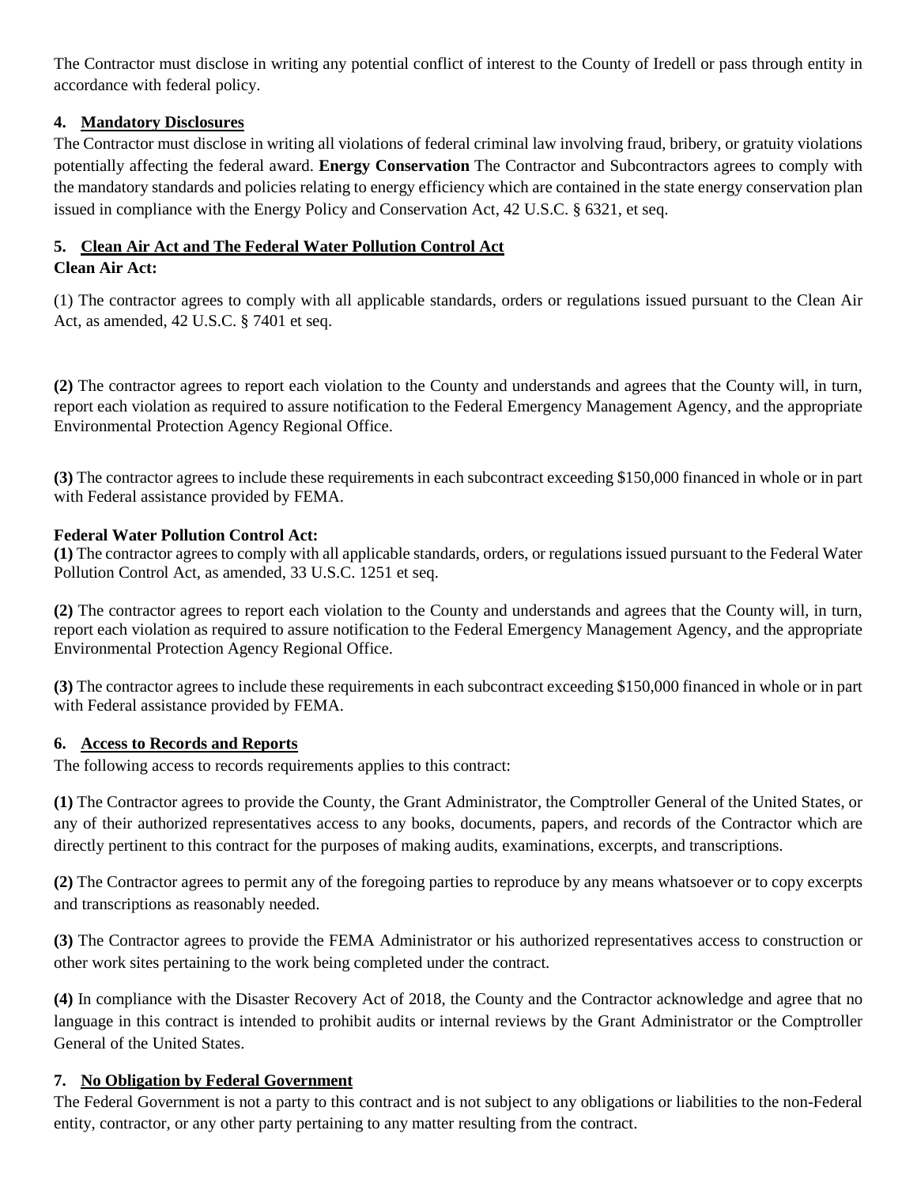The Contractor must disclose in writing any potential conflict of interest to the County of Iredell or pass through entity in accordance with federal policy.

### 4. Mandatory Disclosures

The Contractor must disclose in writing all violations of federal criminal law involving fraud, bribery, or gratuity violations potentially affecting the federal award. **Energy Conservation** The Contractor and Subcontractors agrees to comply with the mandatory standards and policies relating to energy efficiency which are contained in the state energy conservation plan issued in compliance with the Energy Policy and Conservation Act, 42 U.S.C. § 6321, et seq.

### 5. Clean Air Act and The Federal Water Pollution Control Act

**Clean Air Act:**

(1) The contractor agrees to comply with all applicable standards, orders or regulations issued pursuant to the Clean Air Act, as amended, 42 U.S.C. § 7401 et seq.

**(2)** The contractor agrees to report each violation to the County and understands and agrees that the County will, in turn, report each violation as required to assure notification to the Federal Emergency Management Agency, and the appropriate Environmental Protection Agency Regional Office.

**(3)** The contractor agrees to include these requirements in each subcontract exceeding $150,000 financed in whole or in part with Federal assistance provided by FEMA.

**Federal Water Pollution Control Act:**

**(1)** The contractor agrees to comply with all applicable standards, orders, or regulations issued pursuant to the Federal Water Pollution Control Act, as amended, 33 U.S.C. 1251 et seq.

**(2)** The contractor agrees to report each violation to the County and understands and agrees that the County will, in turn, report each violation as required to assure notification to the Federal Emergency Management Agency, and the appropriate Environmental Protection Agency Regional Office.

**(3)** The contractor agrees to include these requirements in each subcontract exceeding $150,000 financed in whole or in part with Federal assistance provided by FEMA.

### 6. Access to Records and Reports

The following access to records requirements applies to this contract:

**(1)** The Contractor agrees to provide the County, the Grant Administrator, the Comptroller General of the United States, or any of their authorized representatives access to any books, documents, papers, and records of the Contractor which are directly pertinent to this contract for the purposes of making audits, examinations, excerpts, and transcriptions.

**(2)** The Contractor agrees to permit any of the foregoing parties to reproduce by any means whatsoever or to copy excerpts and transcriptions as reasonably needed.

**(3)** The Contractor agrees to provide the FEMA Administrator or his authorized representatives access to construction or other work sites pertaining to the work being completed under the contract.

**(4)** In compliance with the Disaster Recovery Act of 2018, the County and the Contractor acknowledge and agree that no language in this contract is intended to prohibit audits or internal reviews by the Grant Administrator or the Comptroller General of the United States.

### 7. No Obligation by Federal Government

The Federal Government is not a party to this contract and is not subject to any obligations or liabilities to the non-Federal entity, contractor, or any other party pertaining to any matter resulting from the contract.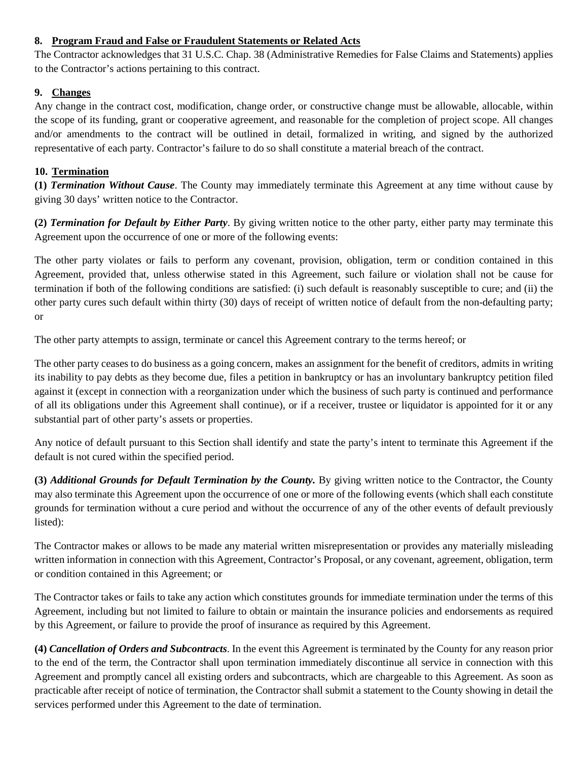**8. Program Fraud and False or Fraudulent Statements or Related Acts**

The Contractor acknowledges that 31 U.S.C. Chap. 38 (Administrative Remedies for False Claims and Statements) applies to the Contractor's actions pertaining to this contract.

**9. Changes**

Any change in the contract cost, modification, change order, or constructive change must be allowable, allocable, within the scope of its funding, grant or cooperative agreement, and reasonable for the completion of project scope. All changes and/or amendments to the contract will be outlined in detail, formalized in writing, and signed by the authorized representative of each party. Contractor's failure to do so shall constitute a material breach of the contract.

**10. Termination**

**(1)** ***Termination Without Cause***. The County may immediately terminate this Agreement at any time without cause by giving 30 days' written notice to the Contractor.

**(2)** ***Termination for Default by Either Party***. By giving written notice to the other party, either party may terminate this Agreement upon the occurrence of one or more of the following events:

The other party violates or fails to perform any covenant, provision, obligation, term or condition contained in this Agreement, provided that, unless otherwise stated in this Agreement, such failure or violation shall not be cause for termination if both of the following conditions are satisfied: (i) such default is reasonably susceptible to cure; and (ii) the other party cures such default within thirty (30) days of receipt of written notice of default from the non-defaulting party; or

The other party attempts to assign, terminate or cancel this Agreement contrary to the terms hereof; or

The other party ceases to do business as a going concern, makes an assignment for the benefit of creditors, admits in writing its inability to pay debts as they become due, files a petition in bankruptcy or has an involuntary bankruptcy petition filed against it (except in connection with a reorganization under which the business of such party is continued and performance of all its obligations under this Agreement shall continue), or if a receiver, trustee or liquidator is appointed for it or any substantial part of other party's assets or properties.

Any notice of default pursuant to this Section shall identify and state the party's intent to terminate this Agreement if the default is not cured within the specified period.

**(3)** ***Additional Grounds for Default Termination by the County.*** By giving written notice to the Contractor, the County may also terminate this Agreement upon the occurrence of one or more of the following events (which shall each constitute grounds for termination without a cure period and without the occurrence of any of the other events of default previously listed):

The Contractor makes or allows to be made any material written misrepresentation or provides any materially misleading written information in connection with this Agreement, Contractor's Proposal, or any covenant, agreement, obligation, term or condition contained in this Agreement; or

The Contractor takes or fails to take any action which constitutes grounds for immediate termination under the terms of this Agreement, including but not limited to failure to obtain or maintain the insurance policies and endorsements as required by this Agreement, or failure to provide the proof of insurance as required by this Agreement.

**(4)** ***Cancellation of Orders and Subcontracts***. In the event this Agreement is terminated by the County for any reason prior to the end of the term, the Contractor shall upon termination immediately discontinue all service in connection with this Agreement and promptly cancel all existing orders and subcontracts, which are chargeable to this Agreement. As soon as practicable after receipt of notice of termination, the Contractor shall submit a statement to the County showing in detail the services performed under this Agreement to the date of termination.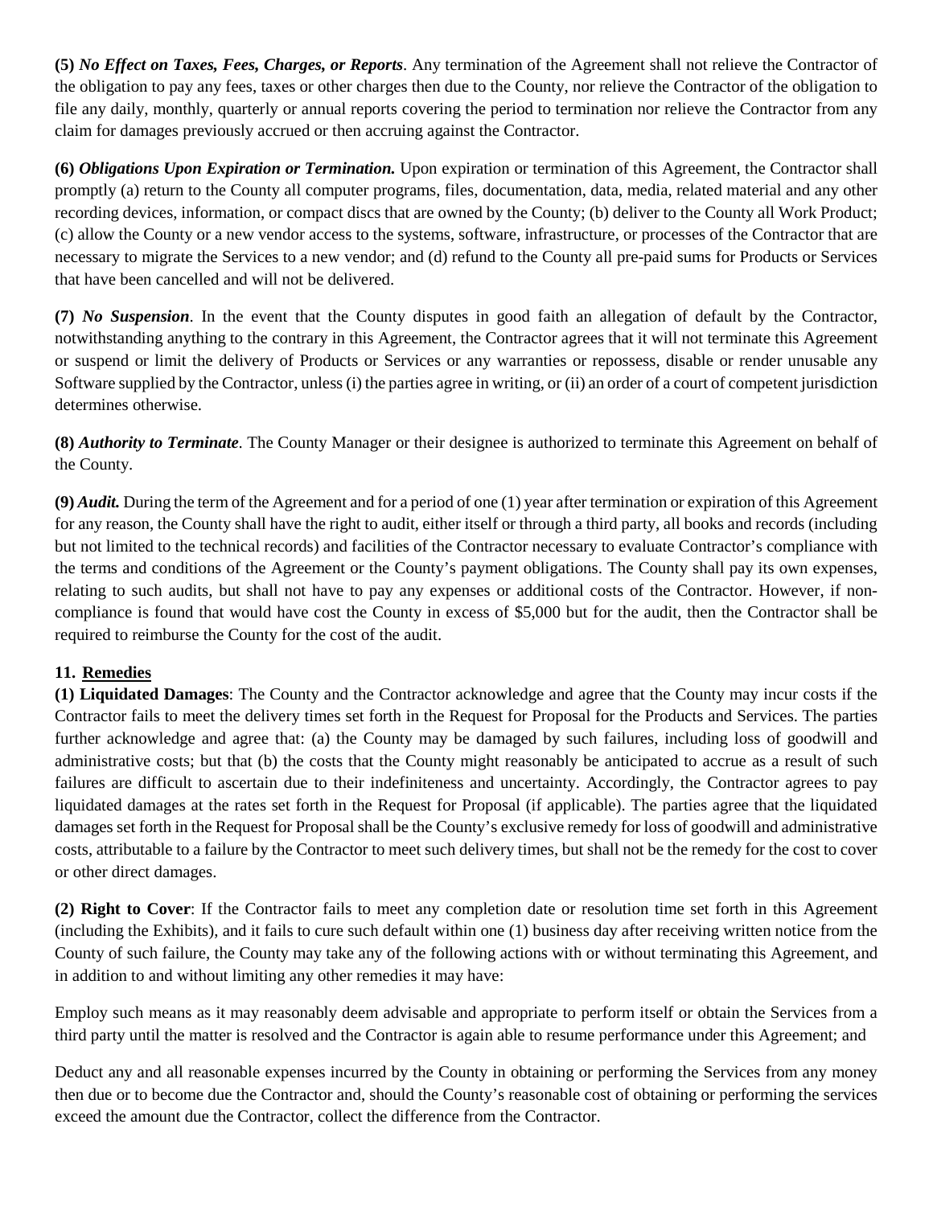**(5)** ***No Effect on Taxes, Fees, Charges, or Reports***. Any termination of the Agreement shall not relieve the Contractor of the obligation to pay any fees, taxes or other charges then due to the County, nor relieve the Contractor of the obligation to file any daily, monthly, quarterly or annual reports covering the period to termination nor relieve the Contractor from any claim for damages previously accrued or then accruing against the Contractor.

**(6)** ***Obligations Upon Expiration or Termination.*** Upon expiration or termination of this Agreement, the Contractor shall promptly (a) return to the County all computer programs, files, documentation, data, media, related material and any other recording devices, information, or compact discs that are owned by the County; (b) deliver to the County all Work Product; (c) allow the County or a new vendor access to the systems, software, infrastructure, or processes of the Contractor that are necessary to migrate the Services to a new vendor; and (d) refund to the County all pre-paid sums for Products or Services that have been cancelled and will not be delivered.

**(7)** ***No Suspension***. In the event that the County disputes in good faith an allegation of default by the Contractor, notwithstanding anything to the contrary in this Agreement, the Contractor agrees that it will not terminate this Agreement or suspend or limit the delivery of Products or Services or any warranties or repossess, disable or render unusable any Software supplied by the Contractor, unless (i) the parties agree in writing, or (ii) an order of a court of competent jurisdiction determines otherwise.

**(8)** ***Authority to Terminate***. The County Manager or their designee is authorized to terminate this Agreement on behalf of the County.

**(9)** ***Audit.*** During the term of the Agreement and for a period of one (1) year after termination or expiration of this Agreement for any reason, the County shall have the right to audit, either itself or through a third party, all books and records (including but not limited to the technical records) and facilities of the Contractor necessary to evaluate Contractor's compliance with the terms and conditions of the Agreement or the County's payment obligations. The County shall pay its own expenses, relating to such audits, but shall not have to pay any expenses or additional costs of the Contractor. However, if non-compliance is found that would have cost the County in excess of $5,000 but for the audit, then the Contractor shall be required to reimburse the County for the cost of the audit.

**11. Remedies**

**(1) Liquidated Damages**: The County and the Contractor acknowledge and agree that the County may incur costs if the Contractor fails to meet the delivery times set forth in the Request for Proposal for the Products and Services. The parties further acknowledge and agree that: (a) the County may be damaged by such failures, including loss of goodwill and administrative costs; but that (b) the costs that the County might reasonably be anticipated to accrue as a result of such failures are difficult to ascertain due to their indefiniteness and uncertainty. Accordingly, the Contractor agrees to pay liquidated damages at the rates set forth in the Request for Proposal (if applicable). The parties agree that the liquidated damages set forth in the Request for Proposal shall be the County's exclusive remedy for loss of goodwill and administrative costs, attributable to a failure by the Contractor to meet such delivery times, but shall not be the remedy for the cost to cover or other direct damages.

**(2) Right to Cover**: If the Contractor fails to meet any completion date or resolution time set forth in this Agreement (including the Exhibits), and it fails to cure such default within one (1) business day after receiving written notice from the County of such failure, the County may take any of the following actions with or without terminating this Agreement, and in addition to and without limiting any other remedies it may have:

Employ such means as it may reasonably deem advisable and appropriate to perform itself or obtain the Services from a third party until the matter is resolved and the Contractor is again able to resume performance under this Agreement; and

Deduct any and all reasonable expenses incurred by the County in obtaining or performing the Services from any money then due or to become due the Contractor and, should the County's reasonable cost of obtaining or performing the services exceed the amount due the Contractor, collect the difference from the Contractor.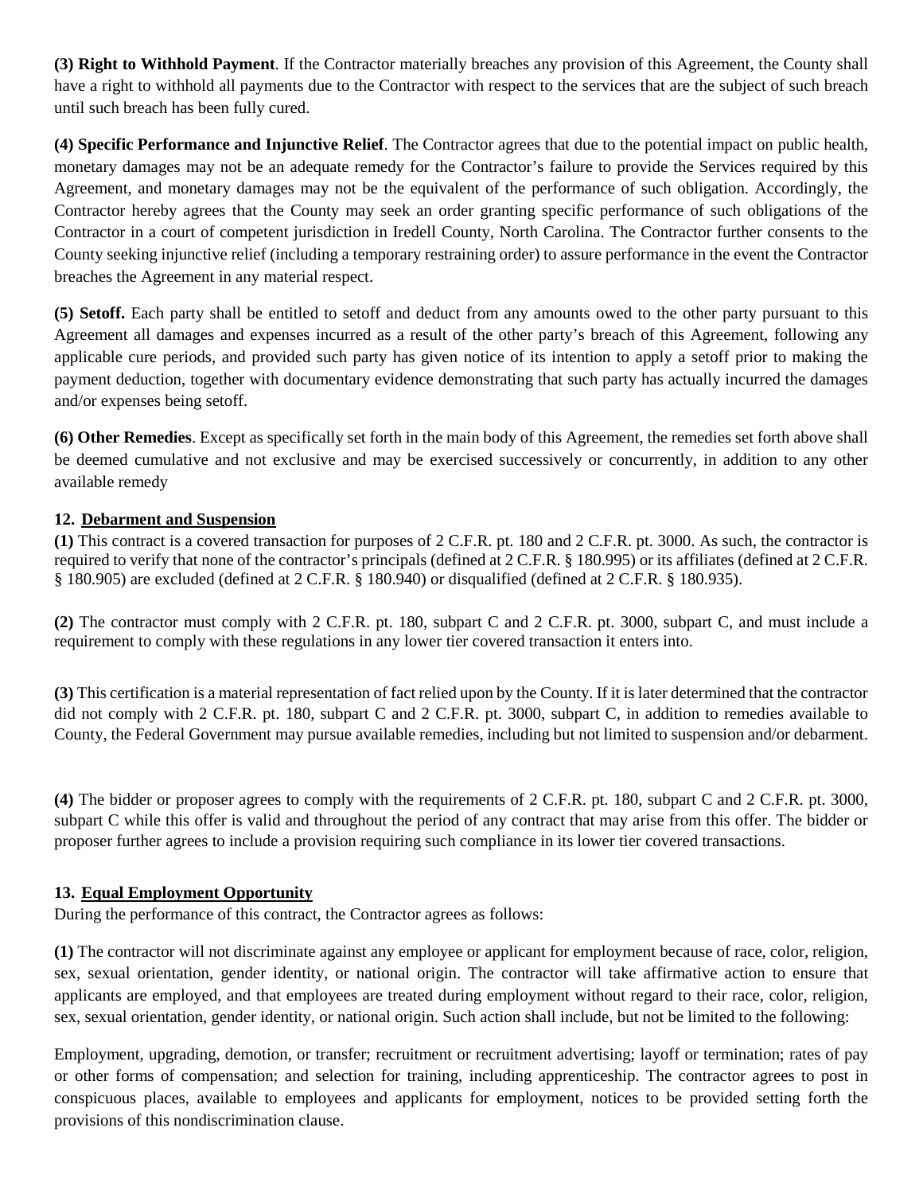**(3) Right to Withhold Payment**. If the Contractor materially breaches any provision of this Agreement, the County shall have a right to withhold all payments due to the Contractor with respect to the services that are the subject of such breach until such breach has been fully cured.

**(4) Specific Performance and Injunctive Relief**. The Contractor agrees that due to the potential impact on public health, monetary damages may not be an adequate remedy for the Contractor's failure to provide the Services required by this Agreement, and monetary damages may not be the equivalent of the performance of such obligation. Accordingly, the Contractor hereby agrees that the County may seek an order granting specific performance of such obligations of the Contractor in a court of competent jurisdiction in Iredell County, North Carolina. The Contractor further consents to the County seeking injunctive relief (including a temporary restraining order) to assure performance in the event the Contractor breaches the Agreement in any material respect.

**(5) Setoff.** Each party shall be entitled to setoff and deduct from any amounts owed to the other party pursuant to this Agreement all damages and expenses incurred as a result of the other party's breach of this Agreement, following any applicable cure periods, and provided such party has given notice of its intention to apply a setoff prior to making the payment deduction, together with documentary evidence demonstrating that such party has actually incurred the damages and/or expenses being setoff.

**(6) Other Remedies**. Except as specifically set forth in the main body of this Agreement, the remedies set forth above shall be deemed cumulative and not exclusive and may be exercised successively or concurrently, in addition to any other available remedy

**12. Debarment and Suspension**

**(1)** This contract is a covered transaction for purposes of 2 C.F.R. pt. 180 and 2 C.F.R. pt. 3000. As such, the contractor is required to verify that none of the contractor's principals (defined at 2 C.F.R. § 180.995) or its affiliates (defined at 2 C.F.R. § 180.905) are excluded (defined at 2 C.F.R. § 180.940) or disqualified (defined at 2 C.F.R. § 180.935).

**(2)** The contractor must comply with 2 C.F.R. pt. 180, subpart C and 2 C.F.R. pt. 3000, subpart C, and must include a requirement to comply with these regulations in any lower tier covered transaction it enters into.

**(3)** This certification is a material representation of fact relied upon by the County. If it is later determined that the contractor did not comply with 2 C.F.R. pt. 180, subpart C and 2 C.F.R. pt. 3000, subpart C, in addition to remedies available to County, the Federal Government may pursue available remedies, including but not limited to suspension and/or debarment.

**(4)** The bidder or proposer agrees to comply with the requirements of 2 C.F.R. pt. 180, subpart C and 2 C.F.R. pt. 3000, subpart C while this offer is valid and throughout the period of any contract that may arise from this offer. The bidder or proposer further agrees to include a provision requiring such compliance in its lower tier covered transactions.

**13. Equal Employment Opportunity**

During the performance of this contract, the Contractor agrees as follows:

**(1)** The contractor will not discriminate against any employee or applicant for employment because of race, color, religion, sex, sexual orientation, gender identity, or national origin. The contractor will take affirmative action to ensure that applicants are employed, and that employees are treated during employment without regard to their race, color, religion, sex, sexual orientation, gender identity, or national origin. Such action shall include, but not be limited to the following:

Employment, upgrading, demotion, or transfer; recruitment or recruitment advertising; layoff or termination; rates of pay or other forms of compensation; and selection for training, including apprenticeship. The contractor agrees to post in conspicuous places, available to employees and applicants for employment, notices to be provided setting forth the provisions of this nondiscrimination clause.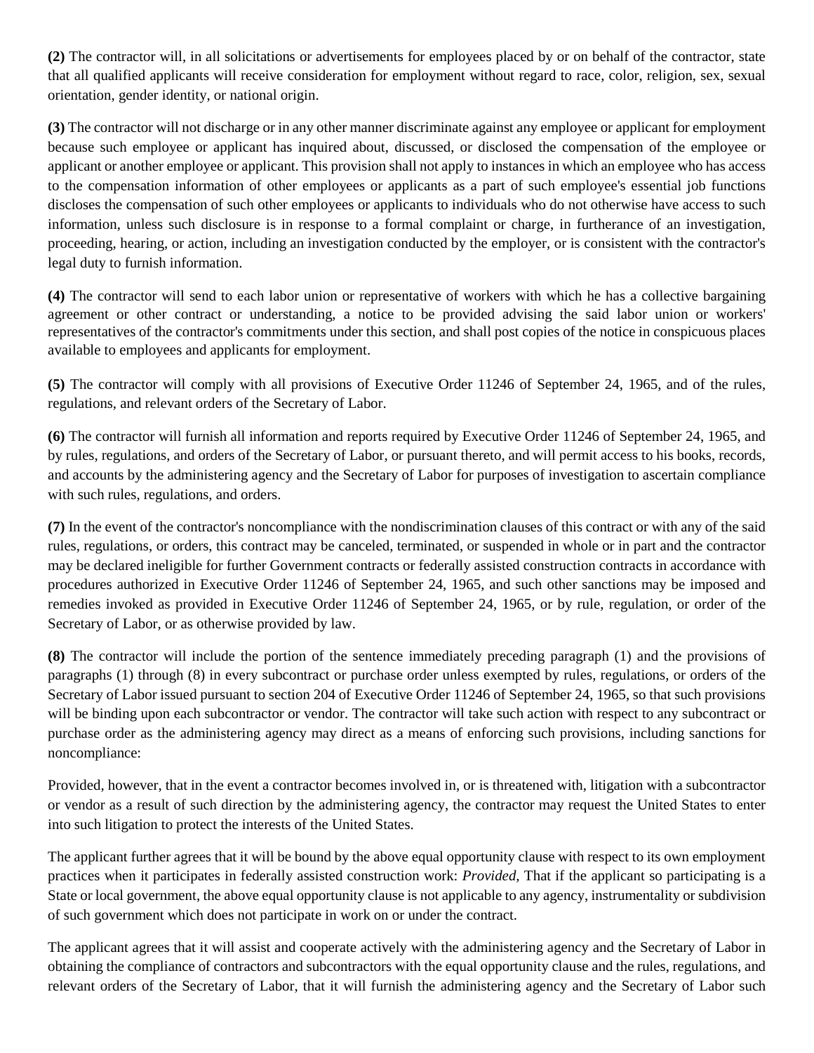**(2)** The contractor will, in all solicitations or advertisements for employees placed by or on behalf of the contractor, state that all qualified applicants will receive consideration for employment without regard to race, color, religion, sex, sexual orientation, gender identity, or national origin.

**(3)** The contractor will not discharge or in any other manner discriminate against any employee or applicant for employment because such employee or applicant has inquired about, discussed, or disclosed the compensation of the employee or applicant or another employee or applicant. This provision shall not apply to instances in which an employee who has access to the compensation information of other employees or applicants as a part of such employee's essential job functions discloses the compensation of such other employees or applicants to individuals who do not otherwise have access to such information, unless such disclosure is in response to a formal complaint or charge, in furtherance of an investigation, proceeding, hearing, or action, including an investigation conducted by the employer, or is consistent with the contractor's legal duty to furnish information.

**(4)** The contractor will send to each labor union or representative of workers with which he has a collective bargaining agreement or other contract or understanding, a notice to be provided advising the said labor union or workers' representatives of the contractor's commitments under this section, and shall post copies of the notice in conspicuous places available to employees and applicants for employment.

**(5)** The contractor will comply with all provisions of Executive Order 11246 of September 24, 1965, and of the rules, regulations, and relevant orders of the Secretary of Labor.

**(6)** The contractor will furnish all information and reports required by Executive Order 11246 of September 24, 1965, and by rules, regulations, and orders of the Secretary of Labor, or pursuant thereto, and will permit access to his books, records, and accounts by the administering agency and the Secretary of Labor for purposes of investigation to ascertain compliance with such rules, regulations, and orders.

**(7)** In the event of the contractor's noncompliance with the nondiscrimination clauses of this contract or with any of the said rules, regulations, or orders, this contract may be canceled, terminated, or suspended in whole or in part and the contractor may be declared ineligible for further Government contracts or federally assisted construction contracts in accordance with procedures authorized in Executive Order 11246 of September 24, 1965, and such other sanctions may be imposed and remedies invoked as provided in Executive Order 11246 of September 24, 1965, or by rule, regulation, or order of the Secretary of Labor, or as otherwise provided by law.

**(8)** The contractor will include the portion of the sentence immediately preceding paragraph (1) and the provisions of paragraphs (1) through (8) in every subcontract or purchase order unless exempted by rules, regulations, or orders of the Secretary of Labor issued pursuant to section 204 of Executive Order 11246 of September 24, 1965, so that such provisions will be binding upon each subcontractor or vendor. The contractor will take such action with respect to any subcontract or purchase order as the administering agency may direct as a means of enforcing such provisions, including sanctions for noncompliance:

Provided, however, that in the event a contractor becomes involved in, or is threatened with, litigation with a subcontractor or vendor as a result of such direction by the administering agency, the contractor may request the United States to enter into such litigation to protect the interests of the United States.

The applicant further agrees that it will be bound by the above equal opportunity clause with respect to its own employment practices when it participates in federally assisted construction work: *Provided,* That if the applicant so participating is a State or local government, the above equal opportunity clause is not applicable to any agency, instrumentality or subdivision of such government which does not participate in work on or under the contract.

The applicant agrees that it will assist and cooperate actively with the administering agency and the Secretary of Labor in obtaining the compliance of contractors and subcontractors with the equal opportunity clause and the rules, regulations, and relevant orders of the Secretary of Labor, that it will furnish the administering agency and the Secretary of Labor such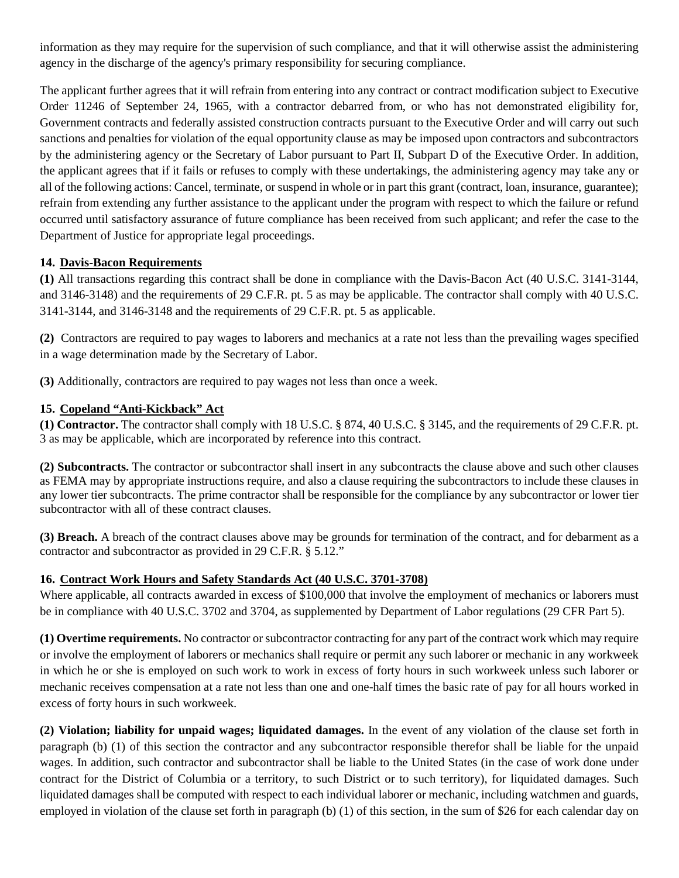information as they may require for the supervision of such compliance, and that it will otherwise assist the administering agency in the discharge of the agency's primary responsibility for securing compliance.

The applicant further agrees that it will refrain from entering into any contract or contract modification subject to Executive Order 11246 of September 24, 1965, with a contractor debarred from, or who has not demonstrated eligibility for, Government contracts and federally assisted construction contracts pursuant to the Executive Order and will carry out such sanctions and penalties for violation of the equal opportunity clause as may be imposed upon contractors and subcontractors by the administering agency or the Secretary of Labor pursuant to Part II, Subpart D of the Executive Order. In addition, the applicant agrees that if it fails or refuses to comply with these undertakings, the administering agency may take any or all of the following actions: Cancel, terminate, or suspend in whole or in part this grant (contract, loan, insurance, guarantee); refrain from extending any further assistance to the applicant under the program with respect to which the failure or refund occurred until satisfactory assurance of future compliance has been received from such applicant; and refer the case to the Department of Justice for appropriate legal proceedings.

**14. Davis-Bacon Requirements**

**(1)** All transactions regarding this contract shall be done in compliance with the Davis-Bacon Act (40 U.S.C. 3141-3144, and 3146-3148) and the requirements of 29 C.F.R. pt. 5 as may be applicable. The contractor shall comply with 40 U.S.C. 3141-3144, and 3146-3148 and the requirements of 29 C.F.R. pt. 5 as applicable.

**(2)** Contractors are required to pay wages to laborers and mechanics at a rate not less than the prevailing wages specified in a wage determination made by the Secretary of Labor.

**(3)** Additionally, contractors are required to pay wages not less than once a week.

**15. Copeland "Anti-Kickback" Act**

**(1) Contractor.** The contractor shall comply with 18 U.S.C. § 874, 40 U.S.C. § 3145, and the requirements of 29 C.F.R. pt. 3 as may be applicable, which are incorporated by reference into this contract.

**(2) Subcontracts.** The contractor or subcontractor shall insert in any subcontracts the clause above and such other clauses as FEMA may by appropriate instructions require, and also a clause requiring the subcontractors to include these clauses in any lower tier subcontracts. The prime contractor shall be responsible for the compliance by any subcontractor or lower tier subcontractor with all of these contract clauses.

**(3) Breach.** A breach of the contract clauses above may be grounds for termination of the contract, and for debarment as a contractor and subcontractor as provided in 29 C.F.R. § 5.12."

**16. Contract Work Hours and Safety Standards Act (40 U.S.C. 3701-3708)**

Where applicable, all contracts awarded in excess of $100,000 that involve the employment of mechanics or laborers must be in compliance with 40 U.S.C. 3702 and 3704, as supplemented by Department of Labor regulations (29 CFR Part 5).

**(1) Overtime requirements.** No contractor or subcontractor contracting for any part of the contract work which may require or involve the employment of laborers or mechanics shall require or permit any such laborer or mechanic in any workweek in which he or she is employed on such work to work in excess of forty hours in such workweek unless such laborer or mechanic receives compensation at a rate not less than one and one-half times the basic rate of pay for all hours worked in excess of forty hours in such workweek.

**(2) Violation; liability for unpaid wages; liquidated damages.** In the event of any violation of the clause set forth in paragraph (b) (1) of this section the contractor and any subcontractor responsible therefor shall be liable for the unpaid wages. In addition, such contractor and subcontractor shall be liable to the United States (in the case of work done under contract for the District of Columbia or a territory, to such District or to such territory), for liquidated damages. Such liquidated damages shall be computed with respect to each individual laborer or mechanic, including watchmen and guards, employed in violation of the clause set forth in paragraph (b) (1) of this section, in the sum of $26 for each calendar day on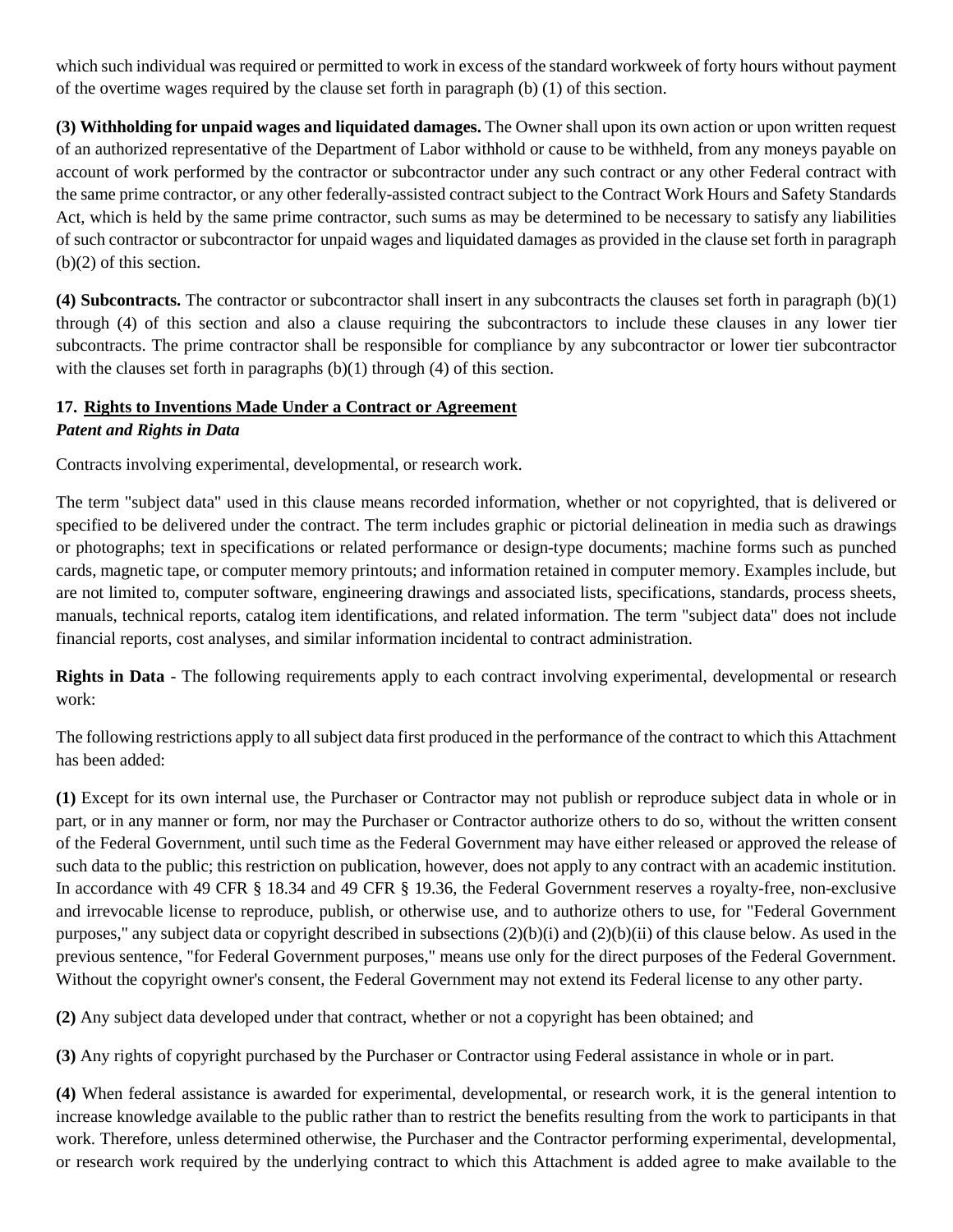which such individual was required or permitted to work in excess of the standard workweek of forty hours without payment of the overtime wages required by the clause set forth in paragraph (b) (1) of this section.

**(3) Withholding for unpaid wages and liquidated damages.** The Owner shall upon its own action or upon written request of an authorized representative of the Department of Labor withhold or cause to be withheld, from any moneys payable on account of work performed by the contractor or subcontractor under any such contract or any other Federal contract with the same prime contractor, or any other federally-assisted contract subject to the Contract Work Hours and Safety Standards Act, which is held by the same prime contractor, such sums as may be determined to be necessary to satisfy any liabilities of such contractor or subcontractor for unpaid wages and liquidated damages as provided in the clause set forth in paragraph (b)(2) of this section.

**(4) Subcontracts.** The contractor or subcontractor shall insert in any subcontracts the clauses set forth in paragraph (b)(1) through (4) of this section and also a clause requiring the subcontractors to include these clauses in any lower tier subcontracts. The prime contractor shall be responsible for compliance by any subcontractor or lower tier subcontractor with the clauses set forth in paragraphs (b)(1) through (4) of this section.

### 17. Rights to Inventions Made Under a Contract or Agreement

***Patent and Rights in Data***

Contracts involving experimental, developmental, or research work.

The term "subject data" used in this clause means recorded information, whether or not copyrighted, that is delivered or specified to be delivered under the contract. The term includes graphic or pictorial delineation in media such as drawings or photographs; text in specifications or related performance or design-type documents; machine forms such as punched cards, magnetic tape, or computer memory printouts; and information retained in computer memory. Examples include, but are not limited to, computer software, engineering drawings and associated lists, specifications, standards, process sheets, manuals, technical reports, catalog item identifications, and related information. The term "subject data" does not include financial reports, cost analyses, and similar information incidental to contract administration.

**Rights in Data** - The following requirements apply to each contract involving experimental, developmental or research work:

The following restrictions apply to all subject data first produced in the performance of the contract to which this Attachment has been added:

**(1)** Except for its own internal use, the Purchaser or Contractor may not publish or reproduce subject data in whole or in part, or in any manner or form, nor may the Purchaser or Contractor authorize others to do so, without the written consent of the Federal Government, until such time as the Federal Government may have either released or approved the release of such data to the public; this restriction on publication, however, does not apply to any contract with an academic institution. In accordance with 49 CFR § 18.34 and 49 CFR § 19.36, the Federal Government reserves a royalty-free, non-exclusive and irrevocable license to reproduce, publish, or otherwise use, and to authorize others to use, for "Federal Government purposes," any subject data or copyright described in subsections (2)(b)(i) and (2)(b)(ii) of this clause below. As used in the previous sentence, "for Federal Government purposes," means use only for the direct purposes of the Federal Government. Without the copyright owner's consent, the Federal Government may not extend its Federal license to any other party.

**(2)** Any subject data developed under that contract, whether or not a copyright has been obtained; and

**(3)** Any rights of copyright purchased by the Purchaser or Contractor using Federal assistance in whole or in part.

**(4)** When federal assistance is awarded for experimental, developmental, or research work, it is the general intention to increase knowledge available to the public rather than to restrict the benefits resulting from the work to participants in that work. Therefore, unless determined otherwise, the Purchaser and the Contractor performing experimental, developmental, or research work required by the underlying contract to which this Attachment is added agree to make available to the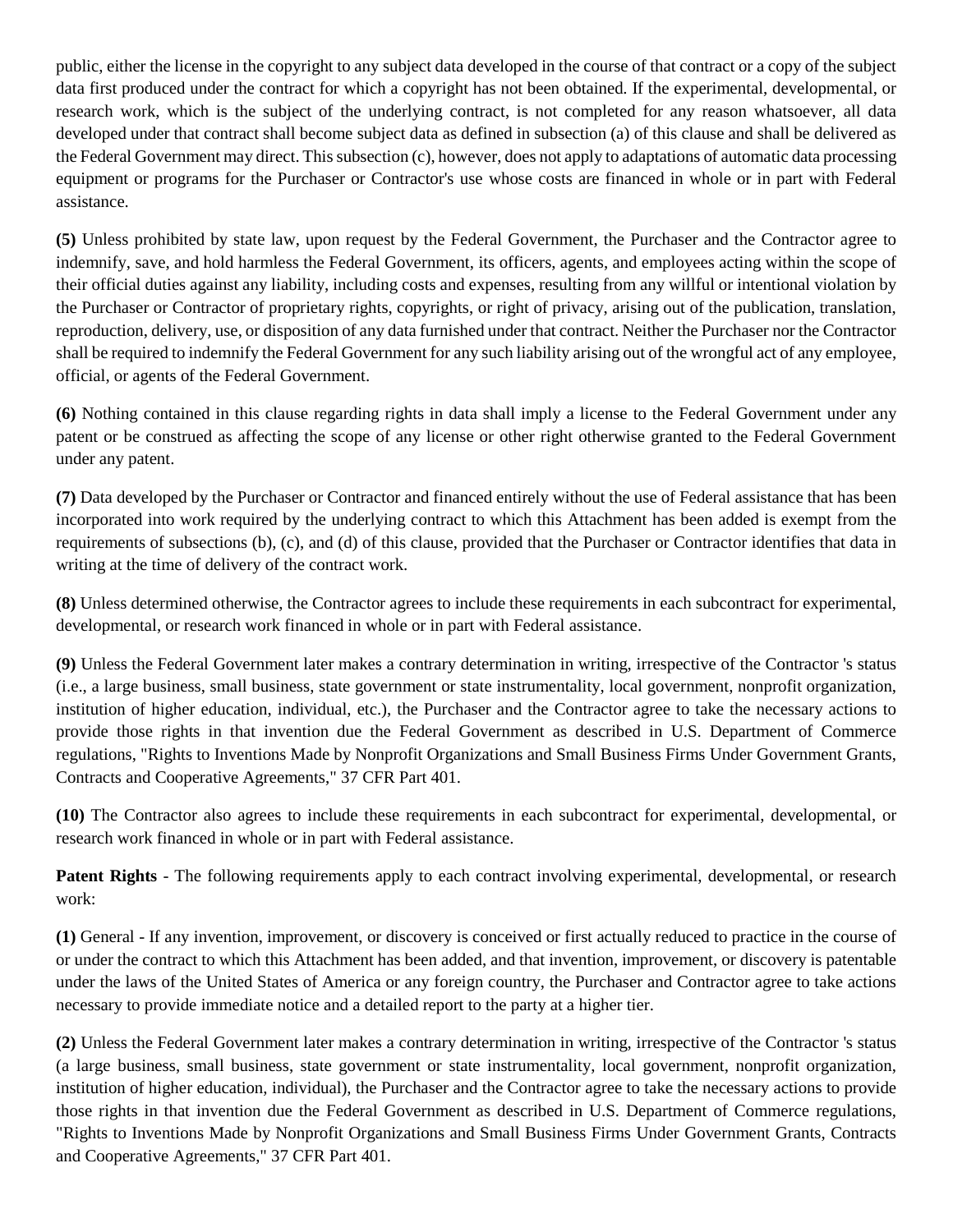public, either the license in the copyright to any subject data developed in the course of that contract or a copy of the subject data first produced under the contract for which a copyright has not been obtained. If the experimental, developmental, or research work, which is the subject of the underlying contract, is not completed for any reason whatsoever, all data developed under that contract shall become subject data as defined in subsection (a) of this clause and shall be delivered as the Federal Government may direct. This subsection (c), however, does not apply to adaptations of automatic data processing equipment or programs for the Purchaser or Contractor's use whose costs are financed in whole or in part with Federal assistance.

**(5)** Unless prohibited by state law, upon request by the Federal Government, the Purchaser and the Contractor agree to indemnify, save, and hold harmless the Federal Government, its officers, agents, and employees acting within the scope of their official duties against any liability, including costs and expenses, resulting from any willful or intentional violation by the Purchaser or Contractor of proprietary rights, copyrights, or right of privacy, arising out of the publication, translation, reproduction, delivery, use, or disposition of any data furnished under that contract. Neither the Purchaser nor the Contractor shall be required to indemnify the Federal Government for any such liability arising out of the wrongful act of any employee, official, or agents of the Federal Government.

**(6)** Nothing contained in this clause regarding rights in data shall imply a license to the Federal Government under any patent or be construed as affecting the scope of any license or other right otherwise granted to the Federal Government under any patent.

**(7)** Data developed by the Purchaser or Contractor and financed entirely without the use of Federal assistance that has been incorporated into work required by the underlying contract to which this Attachment has been added is exempt from the requirements of subsections (b), (c), and (d) of this clause, provided that the Purchaser or Contractor identifies that data in writing at the time of delivery of the contract work.

**(8)** Unless determined otherwise, the Contractor agrees to include these requirements in each subcontract for experimental, developmental, or research work financed in whole or in part with Federal assistance.

**(9)** Unless the Federal Government later makes a contrary determination in writing, irrespective of the Contractor 's status (i.e., a large business, small business, state government or state instrumentality, local government, nonprofit organization, institution of higher education, individual, etc.), the Purchaser and the Contractor agree to take the necessary actions to provide those rights in that invention due the Federal Government as described in U.S. Department of Commerce regulations, "Rights to Inventions Made by Nonprofit Organizations and Small Business Firms Under Government Grants, Contracts and Cooperative Agreements," 37 CFR Part 401.

**(10)** The Contractor also agrees to include these requirements in each subcontract for experimental, developmental, or research work financed in whole or in part with Federal assistance.

**Patent Rights** - The following requirements apply to each contract involving experimental, developmental, or research work:

**(1)** General - If any invention, improvement, or discovery is conceived or first actually reduced to practice in the course of or under the contract to which this Attachment has been added, and that invention, improvement, or discovery is patentable under the laws of the United States of America or any foreign country, the Purchaser and Contractor agree to take actions necessary to provide immediate notice and a detailed report to the party at a higher tier.

**(2)** Unless the Federal Government later makes a contrary determination in writing, irrespective of the Contractor 's status (a large business, small business, state government or state instrumentality, local government, nonprofit organization, institution of higher education, individual), the Purchaser and the Contractor agree to take the necessary actions to provide those rights in that invention due the Federal Government as described in U.S. Department of Commerce regulations, "Rights to Inventions Made by Nonprofit Organizations and Small Business Firms Under Government Grants, Contracts and Cooperative Agreements," 37 CFR Part 401.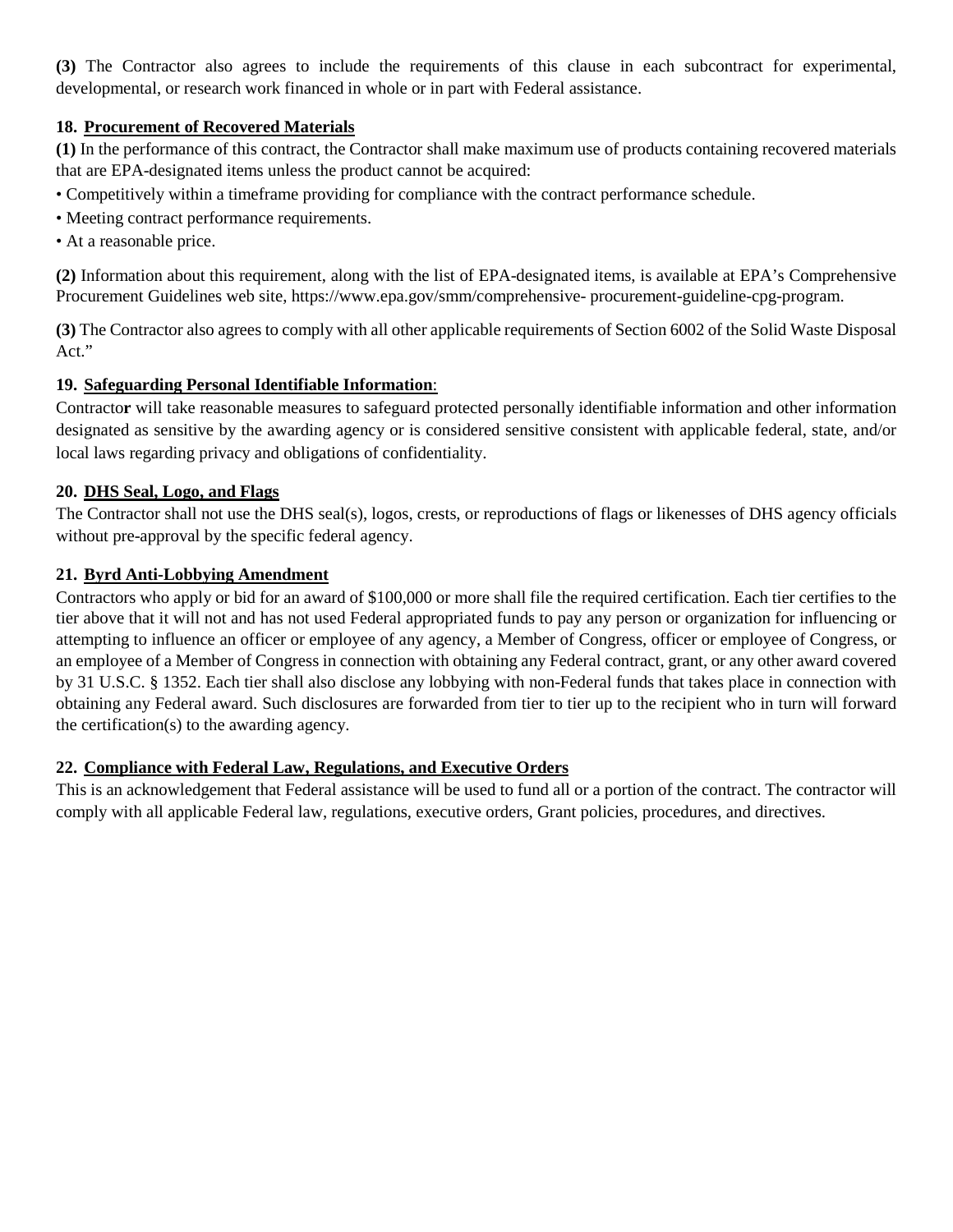**(3)** The Contractor also agrees to include the requirements of this clause in each subcontract for experimental, developmental, or research work financed in whole or in part with Federal assistance.

**18. Procurement of Recovered Materials**

**(1)** In the performance of this contract, the Contractor shall make maximum use of products containing recovered materials that are EPA-designated items unless the product cannot be acquired:

- Competitively within a timeframe providing for compliance with the contract performance schedule.
- Meeting contract performance requirements.
- At a reasonable price.

**(2)** Information about this requirement, along with the list of EPA-designated items, is available at EPA's Comprehensive Procurement Guidelines web site, https://www.epa.gov/smm/comprehensive- procurement-guideline-cpg-program.

**(3)** The Contractor also agrees to comply with all other applicable requirements of Section 6002 of the Solid Waste Disposal Act."

**19. Safeguarding Personal Identifiable Information**:

Contractor will take reasonable measures to safeguard protected personally identifiable information and other information designated as sensitive by the awarding agency or is considered sensitive consistent with applicable federal, state, and/or local laws regarding privacy and obligations of confidentiality.

**20. DHS Seal, Logo, and Flags**

The Contractor shall not use the DHS seal(s), logos, crests, or reproductions of flags or likenesses of DHS agency officials without pre-approval by the specific federal agency.

**21. Byrd Anti-Lobbying Amendment**

Contractors who apply or bid for an award of $100,000 or more shall file the required certification. Each tier certifies to the tier above that it will not and has not used Federal appropriated funds to pay any person or organization for influencing or attempting to influence an officer or employee of any agency, a Member of Congress, officer or employee of Congress, or an employee of a Member of Congress in connection with obtaining any Federal contract, grant, or any other award covered by 31 U.S.C. § 1352. Each tier shall also disclose any lobbying with non-Federal funds that takes place in connection with obtaining any Federal award. Such disclosures are forwarded from tier to tier up to the recipient who in turn will forward the certification(s) to the awarding agency.

**22. Compliance with Federal Law, Regulations, and Executive Orders**

This is an acknowledgement that Federal assistance will be used to fund all or a portion of the contract. The contractor will comply with all applicable Federal law, regulations, executive orders, Grant policies, procedures, and directives.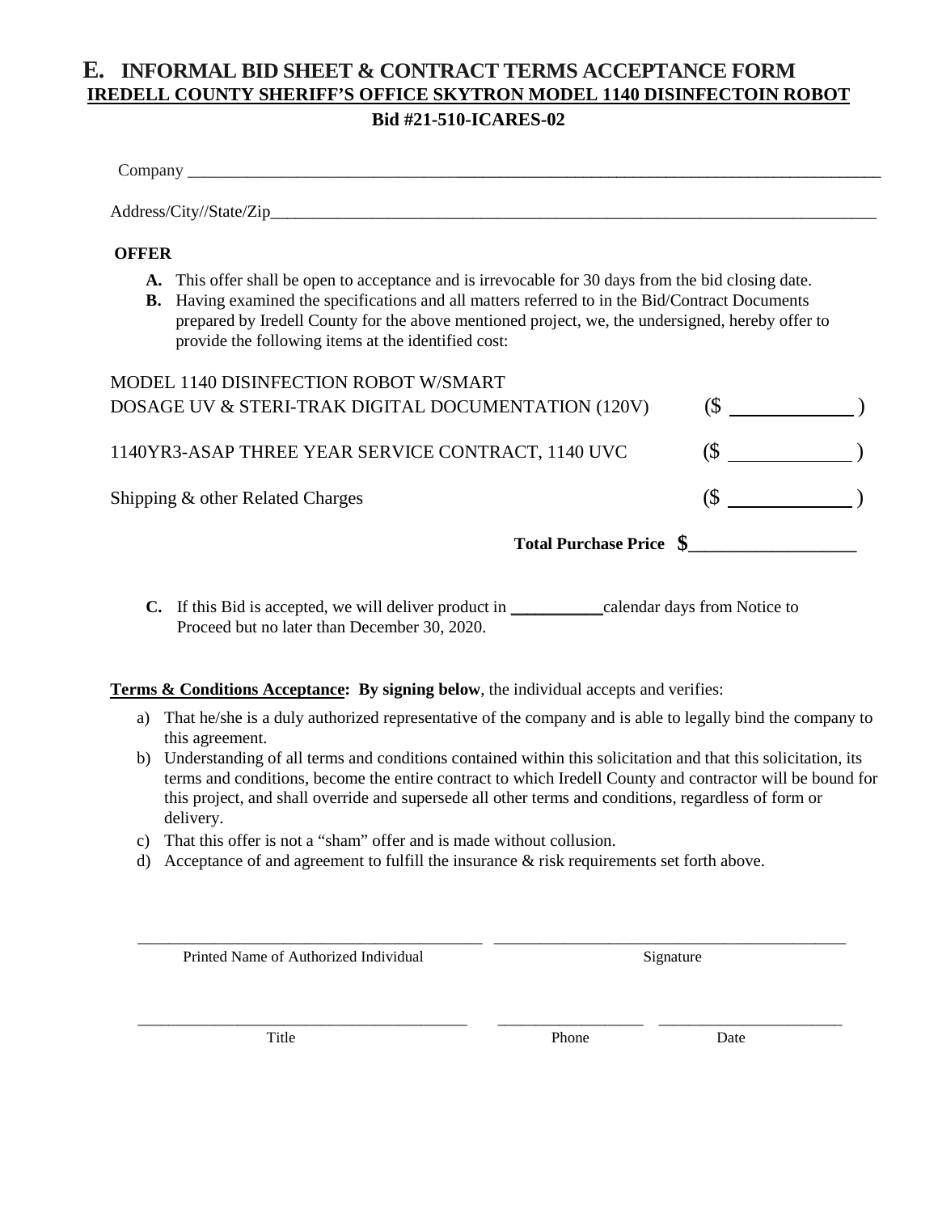# E. INFORMAL BID SHEET & CONTRACT TERMS ACCEPTANCE FORM

## IREDELL COUNTY SHERIFF'S OFFICE SKYTRON MODEL 1140 DISINFECTOIN ROBOT

### Bid #21-510-ICARES-02

Company ________________________________________________________________________________

Address/City//State/Zip___________________________________________________________________________

**OFFER**

**A.** This offer shall be open to acceptance and is irrevocable for 30 days from the bid closing date.

**B.** Having examined the specifications and all matters referred to in the Bid/Contract Documents prepared by Iredell County for the above mentioned project, we, the undersigned, hereby offer to provide the following items at the identified cost:

| | |
|---|---|
| MODEL 1140 DISINFECTION ROBOT W/SMART DOSAGE UV & STERI-TRAK DIGITAL DOCUMENTATION (120V) | ($ ____________ ) |
| 1140YR3-ASAP THREE YEAR SERVICE CONTRACT, 1140 UVC | ($ ____________ ) |
| Shipping & other Related Charges | ($ ____________ ) |
| **Total Purchase Price** | **$**__________________ |

**C.** If this Bid is accepted, we will deliver product in __________calendar days from Notice to Proceed but no later than December 30, 2020.

**Terms & Conditions Acceptance: By signing below**, the individual accepts and verifies:

a) That he/she is a duly authorized representative of the company and is able to legally bind the company to this agreement.

b) Understanding of all terms and conditions contained within this solicitation and that this solicitation, its terms and conditions, become the entire contract to which Iredell County and contractor will be bound for this project, and shall override and supersede all other terms and conditions, regardless of form or delivery.

c) That this offer is not a "sham" offer and is made without collusion.

d) Acceptance of and agreement to fulfill the insurance & risk requirements set forth above.

________________________________________ ________________________________________

Printed Name of Authorized Individual Signature

________________________________________ ________________ ____________________

Title Phone Date